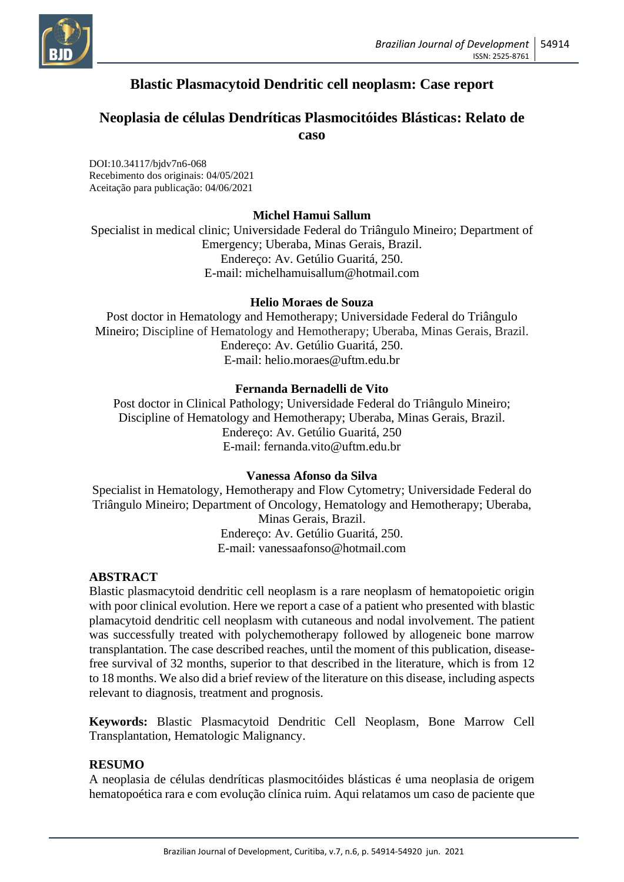# Blastic Plasmacytoid Dendritic cell neoplasm: Case report

# Neoplasia de células Dendríticas Plasmocitóides Blásticas: Relato de caso

DOI:10.34117/bjdv7n6-068
Recebimento dos originais: 04/05/2021
Aceitação para publicação: 04/06/2021

**Michel Hamui Sallum**
Specialist in medical clinic; Universidade Federal do Triângulo Mineiro; Department of Emergency; Uberaba, Minas Gerais, Brazil.
Endereço: Av. Getúlio Guaritá, 250.
E-mail: michelhamuisallum@hotmail.com

**Helio Moraes de Souza**
Post doctor in Hematology and Hemotherapy; Universidade Federal do Triângulo Mineiro; Discipline of Hematology and Hemotherapy; Uberaba, Minas Gerais, Brazil.
Endereço: Av. Getúlio Guaritá, 250.
E-mail: helio.moraes@uftm.edu.br

**Fernanda Bernadelli de Vito**
Post doctor in Clinical Pathology; Universidade Federal do Triângulo Mineiro; Discipline of Hematology and Hemotherapy; Uberaba, Minas Gerais, Brazil.
Endereço: Av. Getúlio Guaritá, 250
E-mail: fernanda.vito@uftm.edu.br

**Vanessa Afonso da Silva**
Specialist in Hematology, Hemotherapy and Flow Cytometry; Universidade Federal do Triângulo Mineiro; Department of Oncology, Hematology and Hemotherapy; Uberaba, Minas Gerais, Brazil.
Endereço: Av. Getúlio Guaritá, 250.
E-mail: vanessaafonso@hotmail.com

## ABSTRACT

Blastic plasmacytoid dendritic cell neoplasm is a rare neoplasm of hematopoietic origin with poor clinical evolution. Here we report a case of a patient who presented with blastic plamacytoid dendritic cell neoplasm with cutaneous and nodal involvement. The patient was successfully treated with polychemotherapy followed by allogeneic bone marrow transplantation. The case described reaches, until the moment of this publication, disease-free survival of 32 months, superior to that described in the literature, which is from 12 to 18 months. We also did a brief review of the literature on this disease, including aspects relevant to diagnosis, treatment and prognosis.

**Keywords:** Blastic Plasmacytoid Dendritic Cell Neoplasm, Bone Marrow Cell Transplantation, Hematologic Malignancy.

## RESUMO

A neoplasia de células dendríticas plasmocitóides blásticas é uma neoplasia de origem hematopoética rara e com evolução clínica ruim. Aqui relatamos um caso de paciente que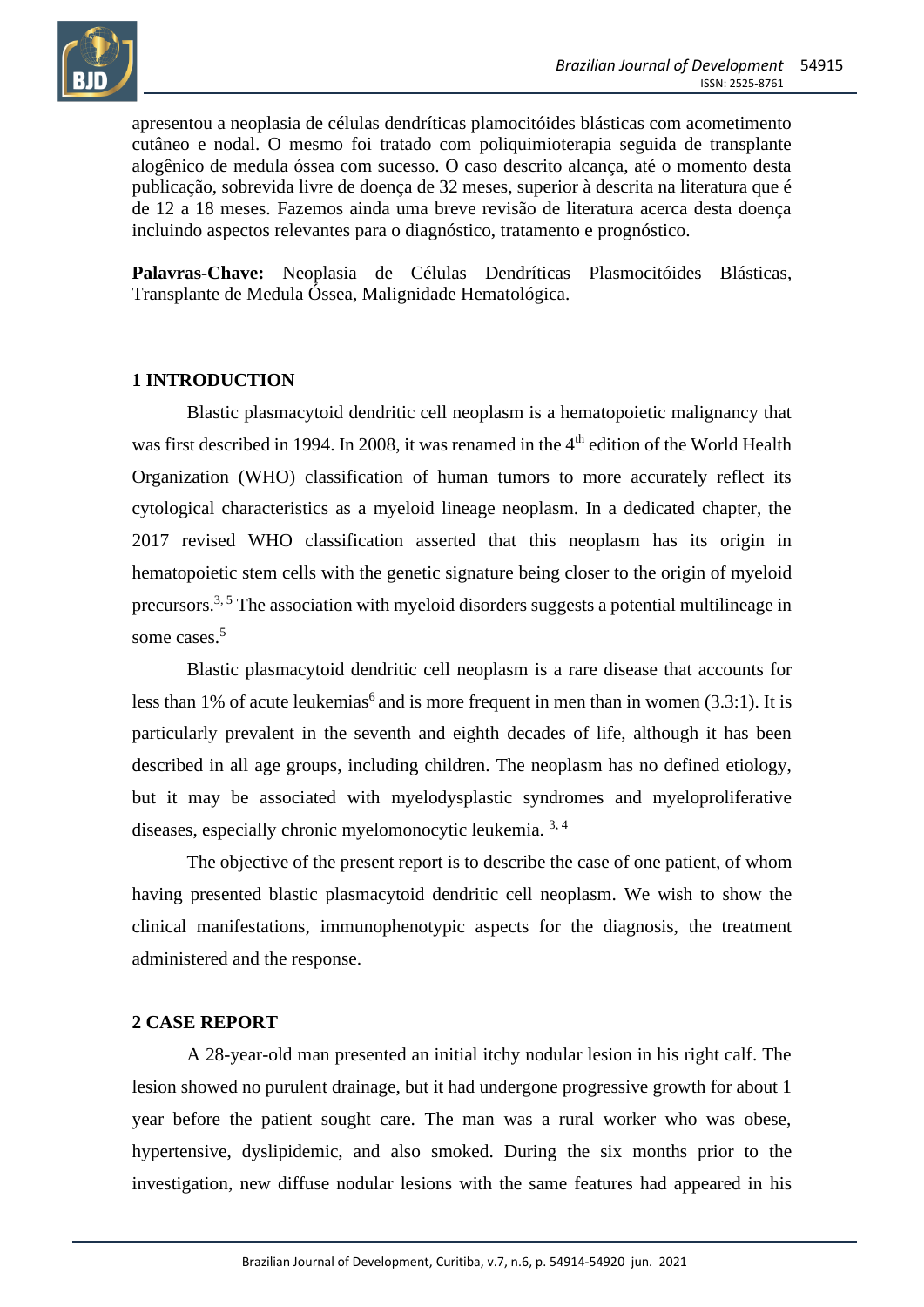apresentou a neoplasia de células dendríticas plamocitóides blásticas com acometimento cutâneo e nodal. O mesmo foi tratado com poliquimioterapia seguida de transplante alogênico de medula óssea com sucesso. O caso descrito alcança, até o momento desta publicação, sobrevida livre de doença de 32 meses, superior à descrita na literatura que é de 12 a 18 meses. Fazemos ainda uma breve revisão de literatura acerca desta doença incluindo aspectos relevantes para o diagnóstico, tratamento e prognóstico.

**Palavras-Chave:** Neoplasia de Células Dendríticas Plasmocitóides Blásticas, Transplante de Medula Óssea, Malignidade Hematológica.

## 1 INTRODUCTION

Blastic plasmacytoid dendritic cell neoplasm is a hematopoietic malignancy that was first described in 1994. In 2008, it was renamed in the 4th edition of the World Health Organization (WHO) classification of human tumors to more accurately reflect its cytological characteristics as a myeloid lineage neoplasm. In a dedicated chapter, the 2017 revised WHO classification asserted that this neoplasm has its origin in hematopoietic stem cells with the genetic signature being closer to the origin of myeloid precursors.[3, 5] The association with myeloid disorders suggests a potential multilineage in some cases.[5]

Blastic plasmacytoid dendritic cell neoplasm is a rare disease that accounts for less than 1% of acute leukemias[6] and is more frequent in men than in women (3.3:1). It is particularly prevalent in the seventh and eighth decades of life, although it has been described in all age groups, including children. The neoplasm has no defined etiology, but it may be associated with myelodysplastic syndromes and myeloproliferative diseases, especially chronic myelomonocytic leukemia. [3, 4]

The objective of the present report is to describe the case of one patient, of whom having presented blastic plasmacytoid dendritic cell neoplasm. We wish to show the clinical manifestations, immunophenotypic aspects for the diagnosis, the treatment administered and the response.

## 2 CASE REPORT

A 28-year-old man presented an initial itchy nodular lesion in his right calf. The lesion showed no purulent drainage, but it had undergone progressive growth for about 1 year before the patient sought care. The man was a rural worker who was obese, hypertensive, dyslipidemic, and also smoked. During the six months prior to the investigation, new diffuse nodular lesions with the same features had appeared in his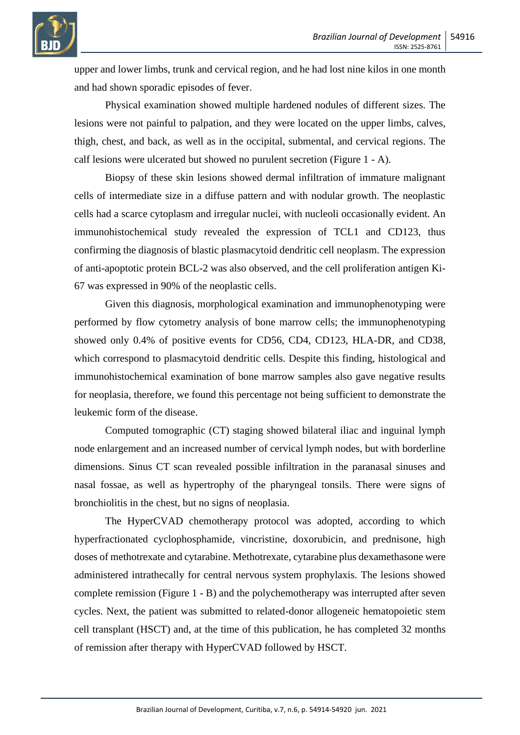upper and lower limbs, trunk and cervical region, and he had lost nine kilos in one month and had shown sporadic episodes of fever.

Physical examination showed multiple hardened nodules of different sizes. The lesions were not painful to palpation, and they were located on the upper limbs, calves, thigh, chest, and back, as well as in the occipital, submental, and cervical regions. The calf lesions were ulcerated but showed no purulent secretion (Figure 1 - A).

Biopsy of these skin lesions showed dermal infiltration of immature malignant cells of intermediate size in a diffuse pattern and with nodular growth. The neoplastic cells had a scarce cytoplasm and irregular nuclei, with nucleoli occasionally evident. An immunohistochemical study revealed the expression of TCL1 and CD123, thus confirming the diagnosis of blastic plasmacytoid dendritic cell neoplasm. The expression of anti-apoptotic protein BCL-2 was also observed, and the cell proliferation antigen Ki-67 was expressed in 90% of the neoplastic cells.

Given this diagnosis, morphological examination and immunophenotyping were performed by flow cytometry analysis of bone marrow cells; the immunophenotyping showed only 0.4% of positive events for CD56, CD4, CD123, HLA-DR, and CD38, which correspond to plasmacytoid dendritic cells. Despite this finding, histological and immunohistochemical examination of bone marrow samples also gave negative results for neoplasia, therefore, we found this percentage not being sufficient to demonstrate the leukemic form of the disease.

Computed tomographic (CT) staging showed bilateral iliac and inguinal lymph node enlargement and an increased number of cervical lymph nodes, but with borderline dimensions. Sinus CT scan revealed possible infiltration in the paranasal sinuses and nasal fossae, as well as hypertrophy of the pharyngeal tonsils. There were signs of bronchiolitis in the chest, but no signs of neoplasia.

The HyperCVAD chemotherapy protocol was adopted, according to which hyperfractionated cyclophosphamide, vincristine, doxorubicin, and prednisone, high doses of methotrexate and cytarabine. Methotrexate, cytarabine plus dexamethasone were administered intrathecally for central nervous system prophylaxis. The lesions showed complete remission (Figure 1 - B) and the polychemotherapy was interrupted after seven cycles. Next, the patient was submitted to related-donor allogeneic hematopoietic stem cell transplant (HSCT) and, at the time of this publication, he has completed 32 months of remission after therapy with HyperCVAD followed by HSCT.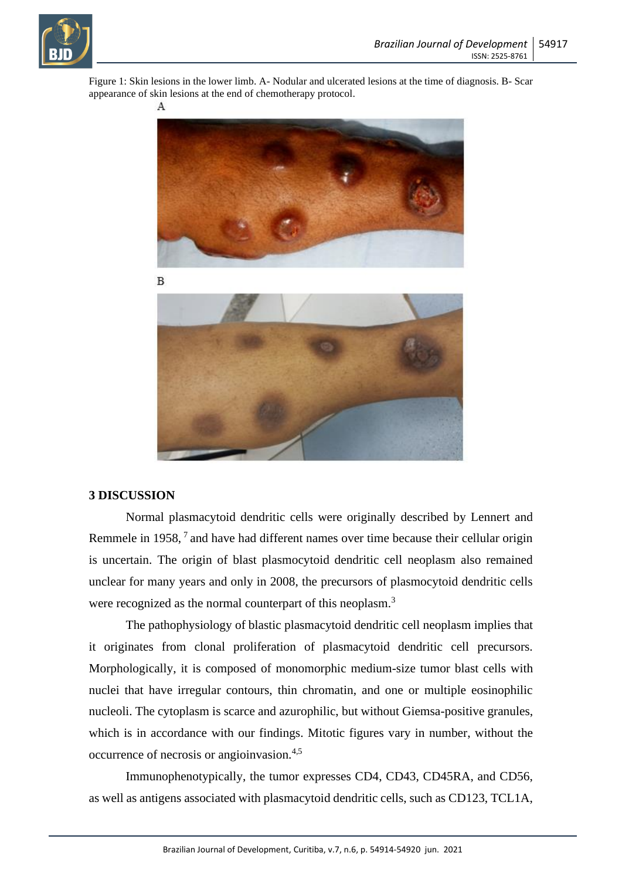Figure 1: Skin lesions in the lower limb. A- Nodular and ulcerated lesions at the time of diagnosis. B- Scar appearance of skin lesions at the end of chemotherapy protocol.

A

B

## 3 DISCUSSION

Normal plasmacytoid dendritic cells were originally described by Lennert and Remmele in 1958, [7] and have had different names over time because their cellular origin is uncertain. The origin of blast plasmocytoid dendritic cell neoplasm also remained unclear for many years and only in 2008, the precursors of plasmocytoid dendritic cells were recognized as the normal counterpart of this neoplasm.[3]

The pathophysiology of blastic plasmacytoid dendritic cell neoplasm implies that it originates from clonal proliferation of plasmacytoid dendritic cell precursors. Morphologically, it is composed of monomorphic medium-size tumor blast cells with nuclei that have irregular contours, thin chromatin, and one or multiple eosinophilic nucleoli. The cytoplasm is scarce and azurophilic, but without Giemsa-positive granules, which is in accordance with our findings. Mitotic figures vary in number, without the occurrence of necrosis or angioinvasion.[4,5]

Immunophenotypically, the tumor expresses CD4, CD43, CD45RA, and CD56, as well as antigens associated with plasmacytoid dendritic cells, such as CD123, TCL1A,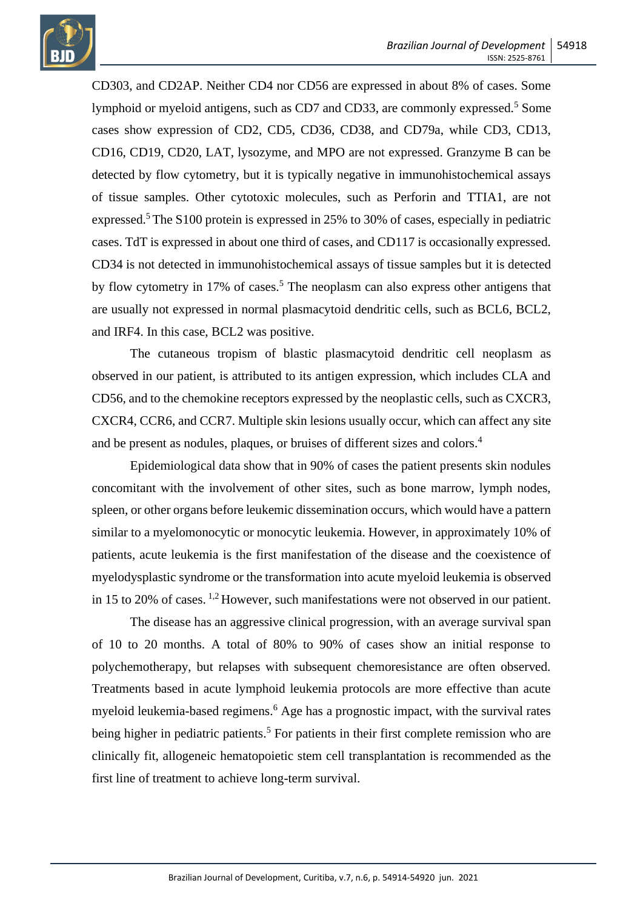CD303, and CD2AP. Neither CD4 nor CD56 are expressed in about 8% of cases. Some lymphoid or myeloid antigens, such as CD7 and CD33, are commonly expressed.[5] Some cases show expression of CD2, CD5, CD36, CD38, and CD79a, while CD3, CD13, CD16, CD19, CD20, LAT, lysozyme, and MPO are not expressed. Granzyme B can be detected by flow cytometry, but it is typically negative in immunohistochemical assays of tissue samples. Other cytotoxic molecules, such as Perforin and TTIA1, are not expressed.[5] The S100 protein is expressed in 25% to 30% of cases, especially in pediatric cases. TdT is expressed in about one third of cases, and CD117 is occasionally expressed. CD34 is not detected in immunohistochemical assays of tissue samples but it is detected by flow cytometry in 17% of cases.[5] The neoplasm can also express other antigens that are usually not expressed in normal plasmacytoid dendritic cells, such as BCL6, BCL2, and IRF4. In this case, BCL2 was positive.

The cutaneous tropism of blastic plasmacytoid dendritic cell neoplasm as observed in our patient, is attributed to its antigen expression, which includes CLA and CD56, and to the chemokine receptors expressed by the neoplastic cells, such as CXCR3, CXCR4, CCR6, and CCR7. Multiple skin lesions usually occur, which can affect any site and be present as nodules, plaques, or bruises of different sizes and colors.[4]

Epidemiological data show that in 90% of cases the patient presents skin nodules concomitant with the involvement of other sites, such as bone marrow, lymph nodes, spleen, or other organs before leukemic dissemination occurs, which would have a pattern similar to a myelomonocytic or monocytic leukemia. However, in approximately 10% of patients, acute leukemia is the first manifestation of the disease and the coexistence of myelodysplastic syndrome or the transformation into acute myeloid leukemia is observed in 15 to 20% of cases. [1,2] However, such manifestations were not observed in our patient.

The disease has an aggressive clinical progression, with an average survival span of 10 to 20 months. A total of 80% to 90% of cases show an initial response to polychemotherapy, but relapses with subsequent chemoresistance are often observed. Treatments based in acute lymphoid leukemia protocols are more effective than acute myeloid leukemia-based regimens.[6] Age has a prognostic impact, with the survival rates being higher in pediatric patients.[5] For patients in their first complete remission who are clinically fit, allogeneic hematopoietic stem cell transplantation is recommended as the first line of treatment to achieve long-term survival.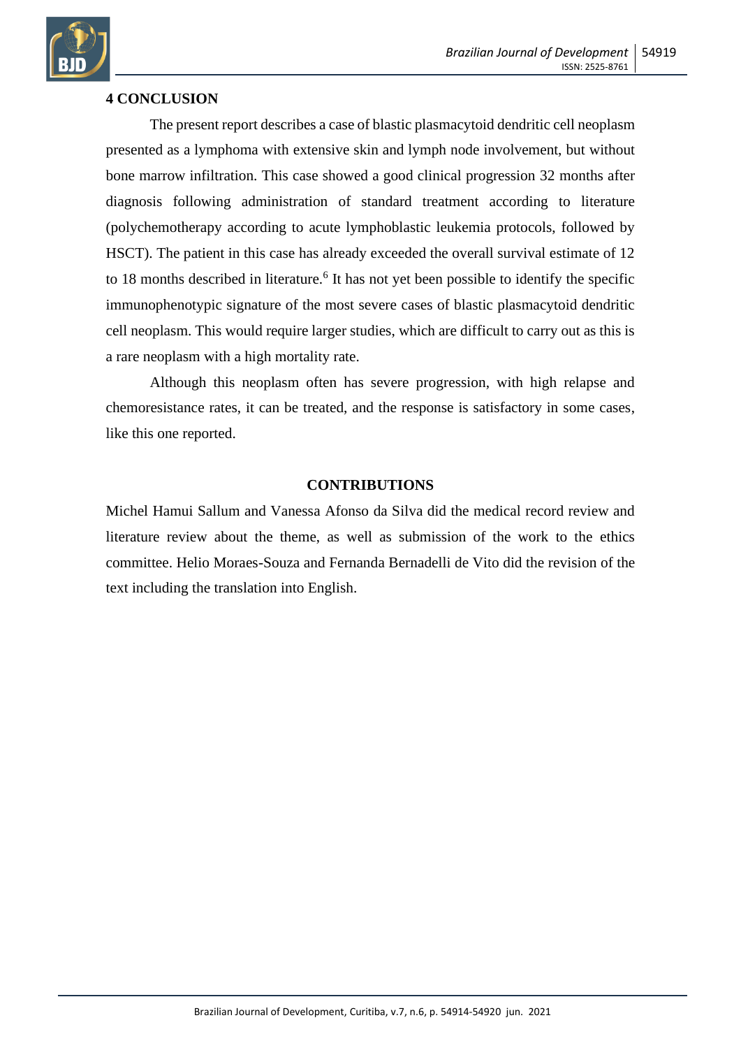## 4 CONCLUSION

The present report describes a case of blastic plasmacytoid dendritic cell neoplasm presented as a lymphoma with extensive skin and lymph node involvement, but without bone marrow infiltration. This case showed a good clinical progression 32 months after diagnosis following administration of standard treatment according to literature (polychemotherapy according to acute lymphoblastic leukemia protocols, followed by HSCT). The patient in this case has already exceeded the overall survival estimate of 12 to 18 months described in literature.[6] It has not yet been possible to identify the specific immunophenotypic signature of the most severe cases of blastic plasmacytoid dendritic cell neoplasm. This would require larger studies, which are difficult to carry out as this is a rare neoplasm with a high mortality rate.

Although this neoplasm often has severe progression, with high relapse and chemoresistance rates, it can be treated, and the response is satisfactory in some cases, like this one reported.

## CONTRIBUTIONS

Michel Hamui Sallum and Vanessa Afonso da Silva did the medical record review and literature review about the theme, as well as submission of the work to the ethics committee. Helio Moraes-Souza and Fernanda Bernadelli de Vito did the revision of the text including the translation into English.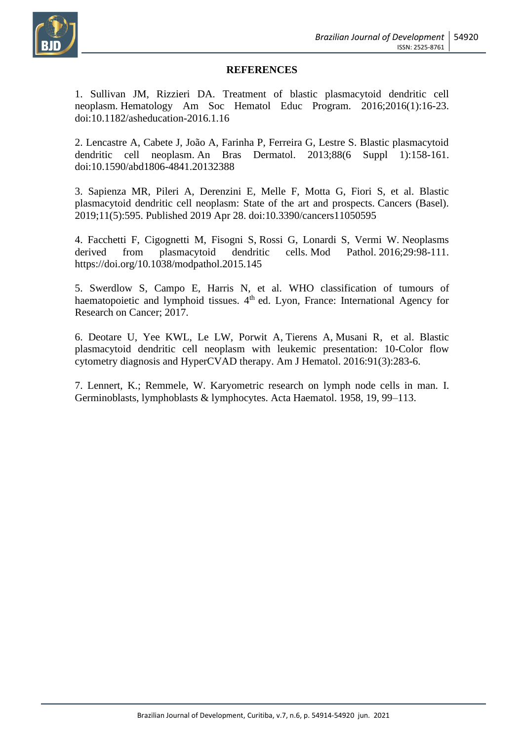## REFERENCES

1. Sullivan JM, Rizzieri DA. Treatment of blastic plasmacytoid dendritic cell neoplasm. Hematology Am Soc Hematol Educ Program. 2016;2016(1):16-23. doi:10.1182/asheducation-2016.1.16

2. Lencastre A, Cabete J, João A, Farinha P, Ferreira G, Lestre S. Blastic plasmacytoid dendritic cell neoplasm. An Bras Dermatol. 2013;88(6 Suppl 1):158-161. doi:10.1590/abd1806-4841.20132388

3. Sapienza MR, Pileri A, Derenzini E, Melle F, Motta G, Fiori S, et al. Blastic plasmacytoid dendritic cell neoplasm: State of the art and prospects. Cancers (Basel). 2019;11(5):595. Published 2019 Apr 28. doi:10.3390/cancers11050595

4. Facchetti F, Cigognetti M, Fisogni S, Rossi G, Lonardi S, Vermi W. Neoplasms derived from plasmacytoid dendritic cells. Mod Pathol. 2016;29:98-111. https://doi.org/10.1038/modpathol.2015.145

5. Swerdlow S, Campo E, Harris N, et al. WHO classification of tumours of haematopoietic and lymphoid tissues. 4th ed. Lyon, France: International Agency for Research on Cancer; 2017.

6. Deotare U, Yee KWL, Le LW, Porwit A, Tierens A, Musani R, et al. Blastic plasmacytoid dendritic cell neoplasm with leukemic presentation: 10-Color flow cytometry diagnosis and HyperCVAD therapy. Am J Hematol. 2016:91(3):283-6.

7. Lennert, K.; Remmele, W. Karyometric research on lymph node cells in man. I. Germinoblasts, lymphoblasts & lymphocytes. Acta Haematol. 1958, 19, 99–113.